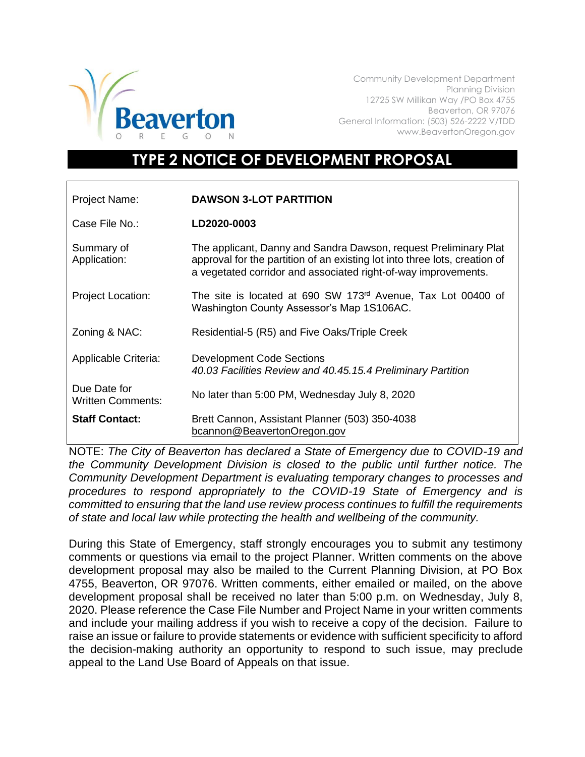Beaverton
OREGON

Community Development Department
Planning Division
12725 SW Millikan Way /PO Box 4755
Beaverton, OR 97076
General Information: (503) 526-2222 V/TDD
www.BeavertonOregon.gov

# TYPE 2 NOTICE OF DEVELOPMENT PROPOSAL

| | |
|---|---|
| Project Name: | **DAWSON 3-LOT PARTITION** |
| Case File No.: | **LD2020-0003** |
| Summary of Application: | The applicant, Danny and Sandra Dawson, request Preliminary Plat approval for the partition of an existing lot into three lots, creation of a vegetated corridor and associated right-of-way improvements. |
| Project Location: | The site is located at 690 SW 173rd Avenue, Tax Lot 00400 of Washington County Assessor's Map 1S106AC. |
| Zoning & NAC: | Residential-5 (R5) and Five Oaks/Triple Creek |
| Applicable Criteria: | Development Code Sections *40.03 Facilities Review and 40.45.15.4 Preliminary Partition* |
| Due Date for Written Comments: | No later than 5:00 PM, Wednesday July 8, 2020 |
| **Staff Contact:** | Brett Cannon, Assistant Planner (503) 350-4038 bcannon@BeavertonOregon.gov |

NOTE: *The City of Beaverton has declared a State of Emergency due to COVID-19 and the Community Development Division is closed to the public until further notice. The Community Development Department is evaluating temporary changes to processes and procedures to respond appropriately to the COVID-19 State of Emergency and is committed to ensuring that the land use review process continues to fulfill the requirements of state and local law while protecting the health and wellbeing of the community.*

During this State of Emergency, staff strongly encourages you to submit any testimony comments or questions via email to the project Planner. Written comments on the above development proposal may also be mailed to the Current Planning Division, at PO Box 4755, Beaverton, OR 97076. Written comments, either emailed or mailed, on the above development proposal shall be received no later than 5:00 p.m. on Wednesday, July 8, 2020. Please reference the Case File Number and Project Name in your written comments and include your mailing address if you wish to receive a copy of the decision. Failure to raise an issue or failure to provide statements or evidence with sufficient specificity to afford the decision-making authority an opportunity to respond to such issue, may preclude appeal to the Land Use Board of Appeals on that issue.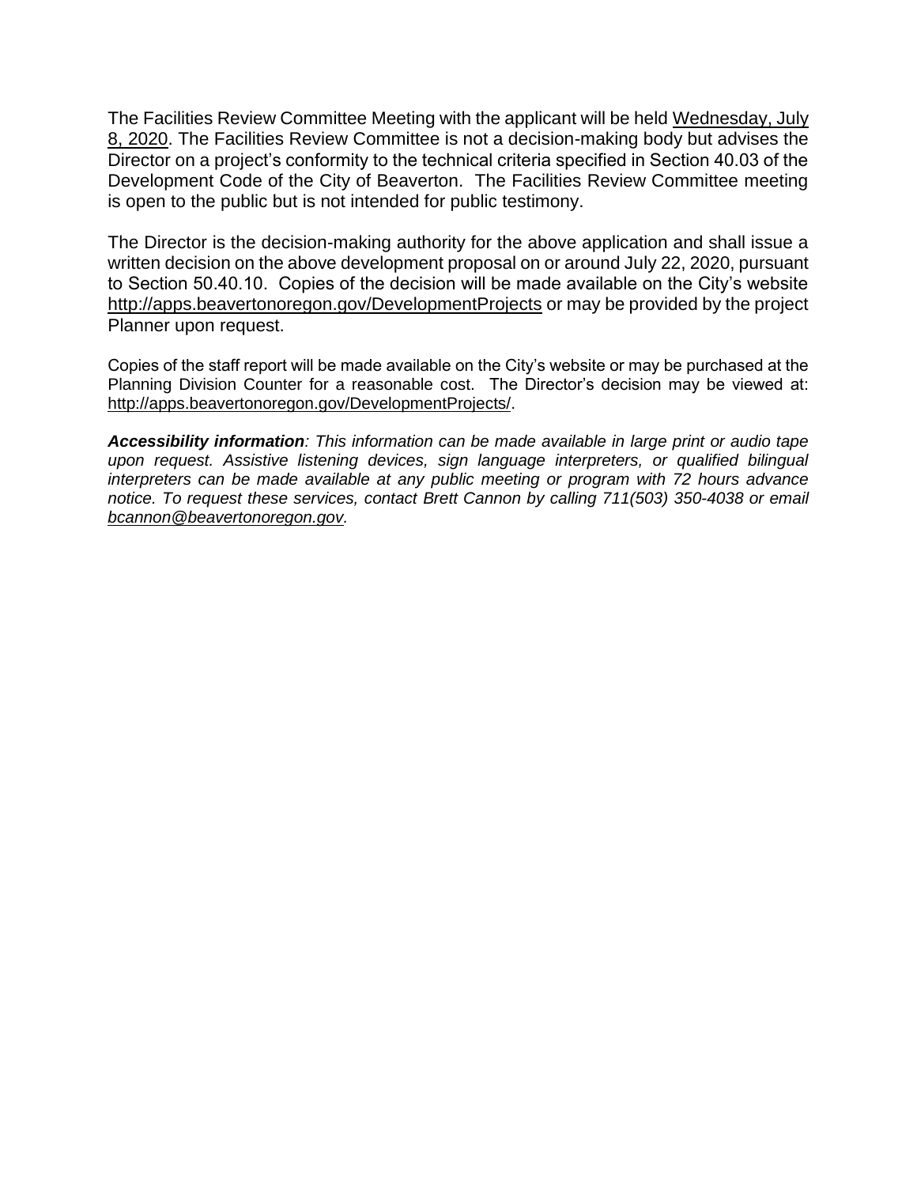The Facilities Review Committee Meeting with the applicant will be held Wednesday, July 8, 2020. The Facilities Review Committee is not a decision-making body but advises the Director on a project's conformity to the technical criteria specified in Section 40.03 of the Development Code of the City of Beaverton. The Facilities Review Committee meeting is open to the public but is not intended for public testimony.

The Director is the decision-making authority for the above application and shall issue a written decision on the above development proposal on or around July 22, 2020, pursuant to Section 50.40.10. Copies of the decision will be made available on the City's website http://apps.beavertonoregon.gov/DevelopmentProjects or may be provided by the project Planner upon request.

Copies of the staff report will be made available on the City's website or may be purchased at the Planning Division Counter for a reasonable cost. The Director's decision may be viewed at: http://apps.beavertonoregon.gov/DevelopmentProjects/.

***Accessibility information**: This information can be made available in large print or audio tape upon request. Assistive listening devices, sign language interpreters, or qualified bilingual interpreters can be made available at any public meeting or program with 72 hours advance notice. To request these services, contact Brett Cannon by calling 711(503) 350-4038 or email bcannon@beavertonoregon.gov.*